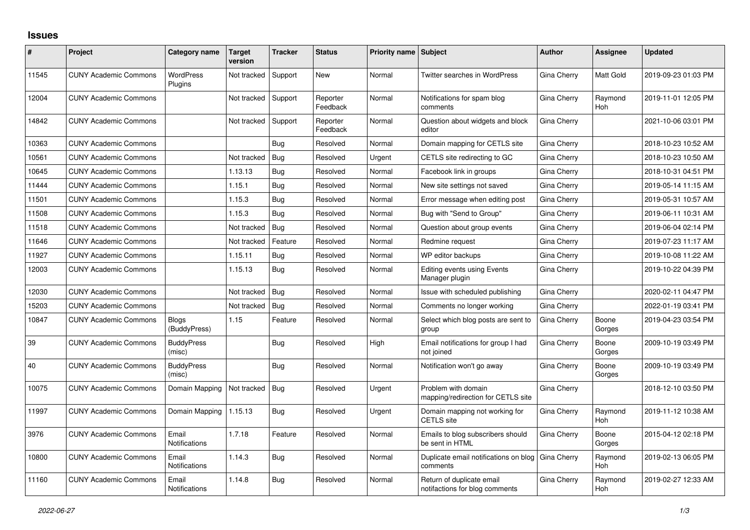# Issues

| # | Project | Category name | Target version | Tracker | Status | Priority name | Subject | Author | Assignee | Updated |
|---|---|---|---|---|---|---|---|---|---|---|
| 11545 | CUNY Academic Commons | WordPress Plugins | Not tracked | Support | New | Normal | Twitter searches in WordPress | Gina Cherry | Matt Gold | 2019-09-23 01:03 PM |
| 12004 | CUNY Academic Commons | | Not tracked | Support | Reporter Feedback | Normal | Notifications for spam blog comments | Gina Cherry | Raymond Hoh | 2019-11-01 12:05 PM |
| 14842 | CUNY Academic Commons | | Not tracked | Support | Reporter Feedback | Normal | Question about widgets and block editor | Gina Cherry | | 2021-10-06 03:01 PM |
| 10363 | CUNY Academic Commons | | | Bug | Resolved | Normal | Domain mapping for CETLS site | Gina Cherry | | 2018-10-23 10:52 AM |
| 10561 | CUNY Academic Commons | | Not tracked | Bug | Resolved | Urgent | CETLS site redirecting to GC | Gina Cherry | | 2018-10-23 10:50 AM |
| 10645 | CUNY Academic Commons | | 1.13.13 | Bug | Resolved | Normal | Facebook link in groups | Gina Cherry | | 2018-10-31 04:51 PM |
| 11444 | CUNY Academic Commons | | 1.15.1 | Bug | Resolved | Normal | New site settings not saved | Gina Cherry | | 2019-05-14 11:15 AM |
| 11501 | CUNY Academic Commons | | 1.15.3 | Bug | Resolved | Normal | Error message when editing post | Gina Cherry | | 2019-05-31 10:57 AM |
| 11508 | CUNY Academic Commons | | 1.15.3 | Bug | Resolved | Normal | Bug with "Send to Group" | Gina Cherry | | 2019-06-11 10:31 AM |
| 11518 | CUNY Academic Commons | | Not tracked | Bug | Resolved | Normal | Question about group events | Gina Cherry | | 2019-06-04 02:14 PM |
| 11646 | CUNY Academic Commons | | Not tracked | Feature | Resolved | Normal | Redmine request | Gina Cherry | | 2019-07-23 11:17 AM |
| 11927 | CUNY Academic Commons | | 1.15.11 | Bug | Resolved | Normal | WP editor backups | Gina Cherry | | 2019-10-08 11:22 AM |
| 12003 | CUNY Academic Commons | | 1.15.13 | Bug | Resolved | Normal | Editing events using Events Manager plugin | Gina Cherry | | 2019-10-22 04:39 PM |
| 12030 | CUNY Academic Commons | | Not tracked | Bug | Resolved | Normal | Issue with scheduled publishing | Gina Cherry | | 2020-02-11 04:47 PM |
| 15203 | CUNY Academic Commons | | Not tracked | Bug | Resolved | Normal | Comments no longer working | Gina Cherry | | 2022-01-19 03:41 PM |
| 10847 | CUNY Academic Commons | Blogs (BuddyPress) | 1.15 | Feature | Resolved | Normal | Select which blog posts are sent to group | Gina Cherry | Boone Gorges | 2019-04-23 03:54 PM |
| 39 | CUNY Academic Commons | BuddyPress (misc) | | Bug | Resolved | High | Email notifications for group I had not joined | Gina Cherry | Boone Gorges | 2009-10-19 03:49 PM |
| 40 | CUNY Academic Commons | BuddyPress (misc) | | Bug | Resolved | Normal | Notification won't go away | Gina Cherry | Boone Gorges | 2009-10-19 03:49 PM |
| 10075 | CUNY Academic Commons | Domain Mapping | Not tracked | Bug | Resolved | Urgent | Problem with domain mapping/redirection for CETLS site | Gina Cherry | | 2018-12-10 03:50 PM |
| 11997 | CUNY Academic Commons | Domain Mapping | 1.15.13 | Bug | Resolved | Urgent | Domain mapping not working for CETLS site | Gina Cherry | Raymond Hoh | 2019-11-12 10:38 AM |
| 3976 | CUNY Academic Commons | Email Notifications | 1.7.18 | Feature | Resolved | Normal | Emails to blog subscribers should be sent in HTML | Gina Cherry | Boone Gorges | 2015-04-12 02:18 PM |
| 10800 | CUNY Academic Commons | Email Notifications | 1.14.3 | Bug | Resolved | Normal | Duplicate email notifications on blog comments | Gina Cherry | Raymond Hoh | 2019-02-13 06:05 PM |
| 11160 | CUNY Academic Commons | Email Notifications | 1.14.8 | Bug | Resolved | Normal | Return of duplicate email notifactions for blog comments | Gina Cherry | Raymond Hoh | 2019-02-27 12:33 AM |

*2022-06-27*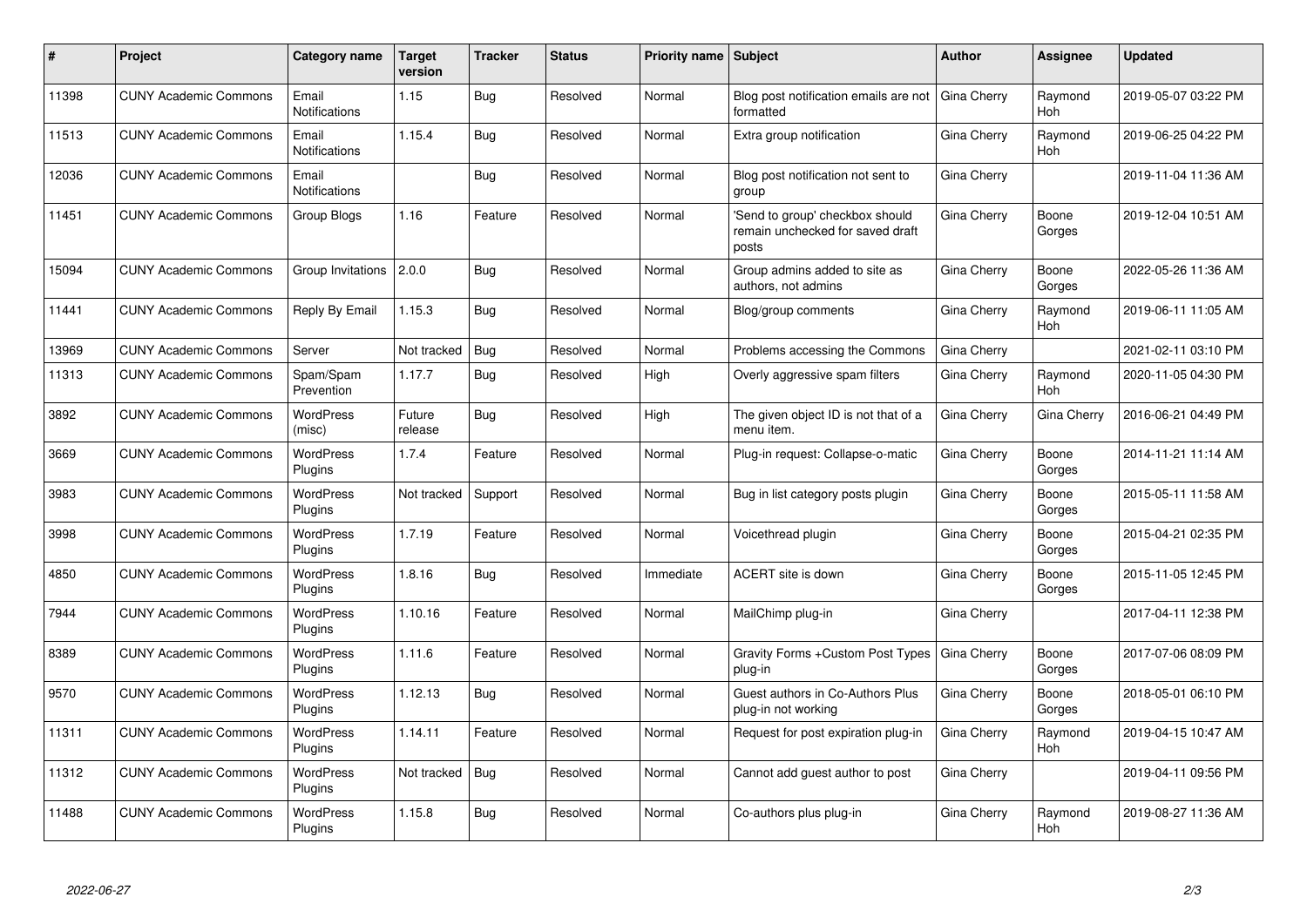| # | Project | Category name | Target version | Tracker | Status | Priority name | Subject | Author | Assignee | Updated |
|---|---|---|---|---|---|---|---|---|---|---|
| 11398 | CUNY Academic Commons | Email Notifications | 1.15 | Bug | Resolved | Normal | Blog post notification emails are not formatted | Gina Cherry | Raymond Hoh | 2019-05-07 03:22 PM |
| 11513 | CUNY Academic Commons | Email Notifications | 1.15.4 | Bug | Resolved | Normal | Extra group notification | Gina Cherry | Raymond Hoh | 2019-06-25 04:22 PM |
| 12036 | CUNY Academic Commons | Email Notifications | | Bug | Resolved | Normal | Blog post notification not sent to group | Gina Cherry | | 2019-11-04 11:36 AM |
| 11451 | CUNY Academic Commons | Group Blogs | 1.16 | Feature | Resolved | Normal | 'Send to group' checkbox should remain unchecked for saved draft posts | Gina Cherry | Boone Gorges | 2019-12-04 10:51 AM |
| 15094 | CUNY Academic Commons | Group Invitations | 2.0.0 | Bug | Resolved | Normal | Group admins added to site as authors, not admins | Gina Cherry | Boone Gorges | 2022-05-26 11:36 AM |
| 11441 | CUNY Academic Commons | Reply By Email | 1.15.3 | Bug | Resolved | Normal | Blog/group comments | Gina Cherry | Raymond Hoh | 2019-06-11 11:05 AM |
| 13969 | CUNY Academic Commons | Server | Not tracked | Bug | Resolved | Normal | Problems accessing the Commons | Gina Cherry | | 2021-02-11 03:10 PM |
| 11313 | CUNY Academic Commons | Spam/Spam Prevention | 1.17.7 | Bug | Resolved | High | Overly aggressive spam filters | Gina Cherry | Raymond Hoh | 2020-11-05 04:30 PM |
| 3892 | CUNY Academic Commons | WordPress (misc) | Future release | Bug | Resolved | High | The given object ID is not that of a menu item. | Gina Cherry | Gina Cherry | 2016-06-21 04:49 PM |
| 3669 | CUNY Academic Commons | WordPress Plugins | 1.7.4 | Feature | Resolved | Normal | Plug-in request: Collapse-o-matic | Gina Cherry | Boone Gorges | 2014-11-21 11:14 AM |
| 3983 | CUNY Academic Commons | WordPress Plugins | Not tracked | Support | Resolved | Normal | Bug in list category posts plugin | Gina Cherry | Boone Gorges | 2015-05-11 11:58 AM |
| 3998 | CUNY Academic Commons | WordPress Plugins | 1.7.19 | Feature | Resolved | Normal | Voicethread plugin | Gina Cherry | Boone Gorges | 2015-04-21 02:35 PM |
| 4850 | CUNY Academic Commons | WordPress Plugins | 1.8.16 | Bug | Resolved | Immediate | ACERT site is down | Gina Cherry | Boone Gorges | 2015-11-05 12:45 PM |
| 7944 | CUNY Academic Commons | WordPress Plugins | 1.10.16 | Feature | Resolved | Normal | MailChimp plug-in | Gina Cherry | | 2017-04-11 12:38 PM |
| 8389 | CUNY Academic Commons | WordPress Plugins | 1.11.6 | Feature | Resolved | Normal | Gravity Forms +Custom Post Types plug-in | Gina Cherry | Boone Gorges | 2017-07-06 08:09 PM |
| 9570 | CUNY Academic Commons | WordPress Plugins | 1.12.13 | Bug | Resolved | Normal | Guest authors in Co-Authors Plus plug-in not working | Gina Cherry | Boone Gorges | 2018-05-01 06:10 PM |
| 11311 | CUNY Academic Commons | WordPress Plugins | 1.14.11 | Feature | Resolved | Normal | Request for post expiration plug-in | Gina Cherry | Raymond Hoh | 2019-04-15 10:47 AM |
| 11312 | CUNY Academic Commons | WordPress Plugins | Not tracked | Bug | Resolved | Normal | Cannot add guest author to post | Gina Cherry | | 2019-04-11 09:56 PM |
| 11488 | CUNY Academic Commons | WordPress Plugins | 1.15.8 | Bug | Resolved | Normal | Co-authors plus plug-in | Gina Cherry | Raymond Hoh | 2019-08-27 11:36 AM |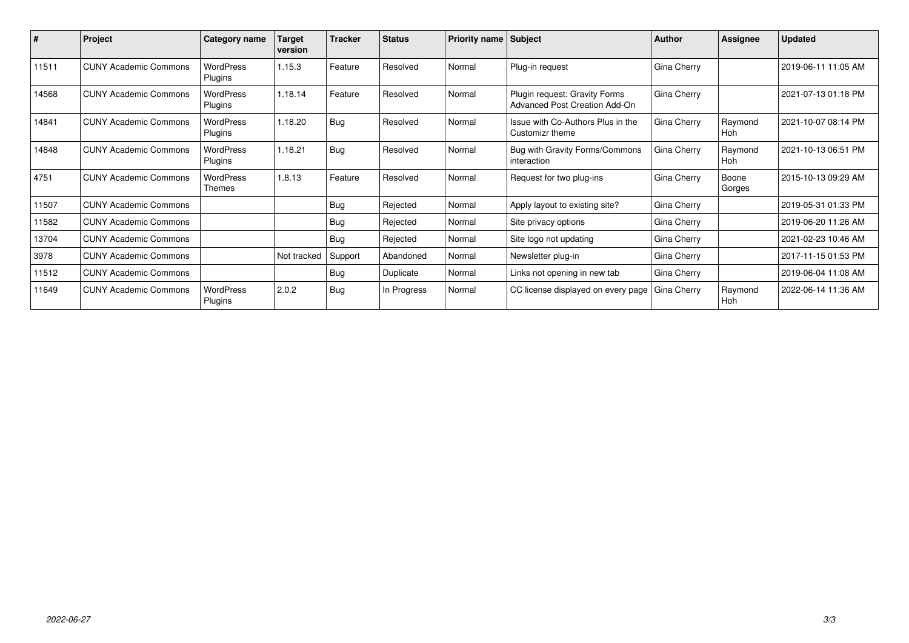| # | Project | Category name | Target version | Tracker | Status | Priority name | Subject | Author | Assignee | Updated |
|---|---|---|---|---|---|---|---|---|---|---|
| 11511 | CUNY Academic Commons | WordPress Plugins | 1.15.3 | Feature | Resolved | Normal | Plug-in request | Gina Cherry | | 2019-06-11 11:05 AM |
| 14568 | CUNY Academic Commons | WordPress Plugins | 1.18.14 | Feature | Resolved | Normal | Plugin request: Gravity Forms Advanced Post Creation Add-On | Gina Cherry | | 2021-07-13 01:18 PM |
| 14841 | CUNY Academic Commons | WordPress Plugins | 1.18.20 | Bug | Resolved | Normal | Issue with Co-Authors Plus in the Customizr theme | Gina Cherry | Raymond Hoh | 2021-10-07 08:14 PM |
| 14848 | CUNY Academic Commons | WordPress Plugins | 1.18.21 | Bug | Resolved | Normal | Bug with Gravity Forms/Commons interaction | Gina Cherry | Raymond Hoh | 2021-10-13 06:51 PM |
| 4751 | CUNY Academic Commons | WordPress Themes | 1.8.13 | Feature | Resolved | Normal | Request for two plug-ins | Gina Cherry | Boone Gorges | 2015-10-13 09:29 AM |
| 11507 | CUNY Academic Commons | | | Bug | Rejected | Normal | Apply layout to existing site? | Gina Cherry | | 2019-05-31 01:33 PM |
| 11582 | CUNY Academic Commons | | | Bug | Rejected | Normal | Site privacy options | Gina Cherry | | 2019-06-20 11:26 AM |
| 13704 | CUNY Academic Commons | | | Bug | Rejected | Normal | Site logo not updating | Gina Cherry | | 2021-02-23 10:46 AM |
| 3978 | CUNY Academic Commons | | Not tracked | Support | Abandoned | Normal | Newsletter plug-in | Gina Cherry | | 2017-11-15 01:53 PM |
| 11512 | CUNY Academic Commons | | | Bug | Duplicate | Normal | Links not opening in new tab | Gina Cherry | | 2019-06-04 11:08 AM |
| 11649 | CUNY Academic Commons | WordPress Plugins | 2.0.2 | Bug | In Progress | Normal | CC license displayed on every page | Gina Cherry | Raymond Hoh | 2022-06-14 11:36 AM |